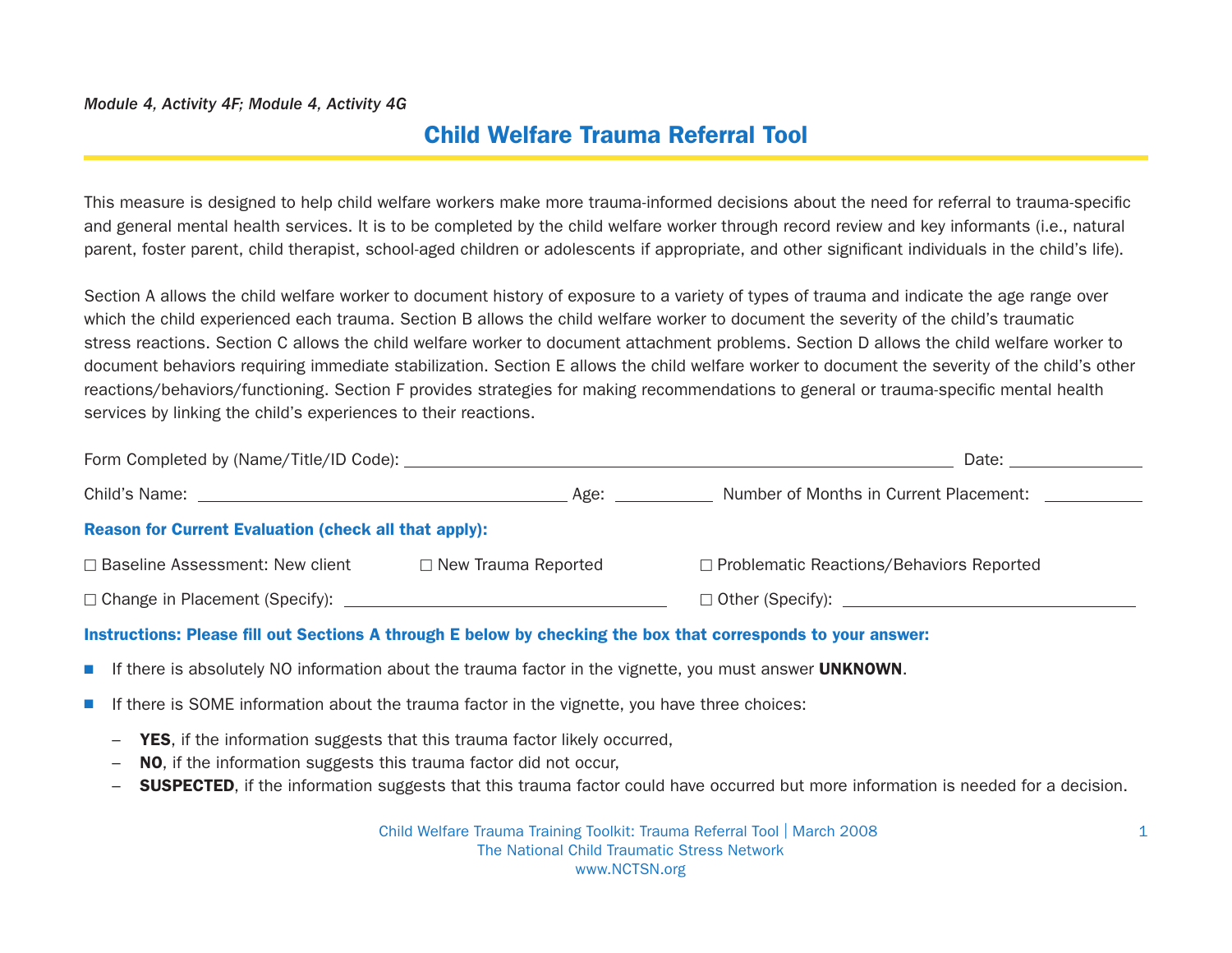*Module 4, Activity 4F; Module 4, Activity 4G*

# Child Welfare Trauma Referral Tool

This measure is designed to help child welfare workers make more trauma-informed decisions about the need for referral to trauma-specific and general mental health services. It is to be completed by the child welfare worker through record review and key informants (i.e., natural parent, foster parent, child therapist, school-aged children or adolescents if appropriate, and other significant individuals in the child's life).

Section A allows the child welfare worker to document history of exposure to a variety of types of trauma and indicate the age range over which the child experienced each trauma. Section B allows the child welfare worker to document the severity of the child's traumatic stress reactions. Section C allows the child welfare worker to document attachment problems. Section D allows the child welfare worker to document behaviors requiring immediate stabilization. Section E allows the child welfare worker to document the severity of the child's other reactions/behaviors/functioning. Section F provides strategies for making recommendations to general or trauma-specific mental health services by linking the child's experiences to their reactions.

Form Completed by (Name/Title/ID Code): ______________________________ Date: __________

Child's Name: ____________________ Age: ______ Number of Months in Current Placement: ______

**Reason for Current Evaluation (check all that apply):**

☐ Baseline Assessment: New client ☐ New Trauma Reported ☐ Problematic Reactions/Behaviors Reported

☐ Change in Placement (Specify): ____________________ ☐ Other (Specify): ____________________

**Instructions: Please fill out Sections A through E below by checking the box that corresponds to your answer:**

- If there is absolutely NO information about the trauma factor in the vignette, you must answer **UNKNOWN**.
- If there is SOME information about the trauma factor in the vignette, you have three choices:
  - **YES**, if the information suggests that this trauma factor likely occurred,
  - **NO**, if the information suggests this trauma factor did not occur,
  - **SUSPECTED**, if the information suggests that this trauma factor could have occurred but more information is needed for a decision.

Child Welfare Trauma Training Toolkit: Trauma Referral Tool | March 2008
The National Child Traumatic Stress Network
www.NCTSN.org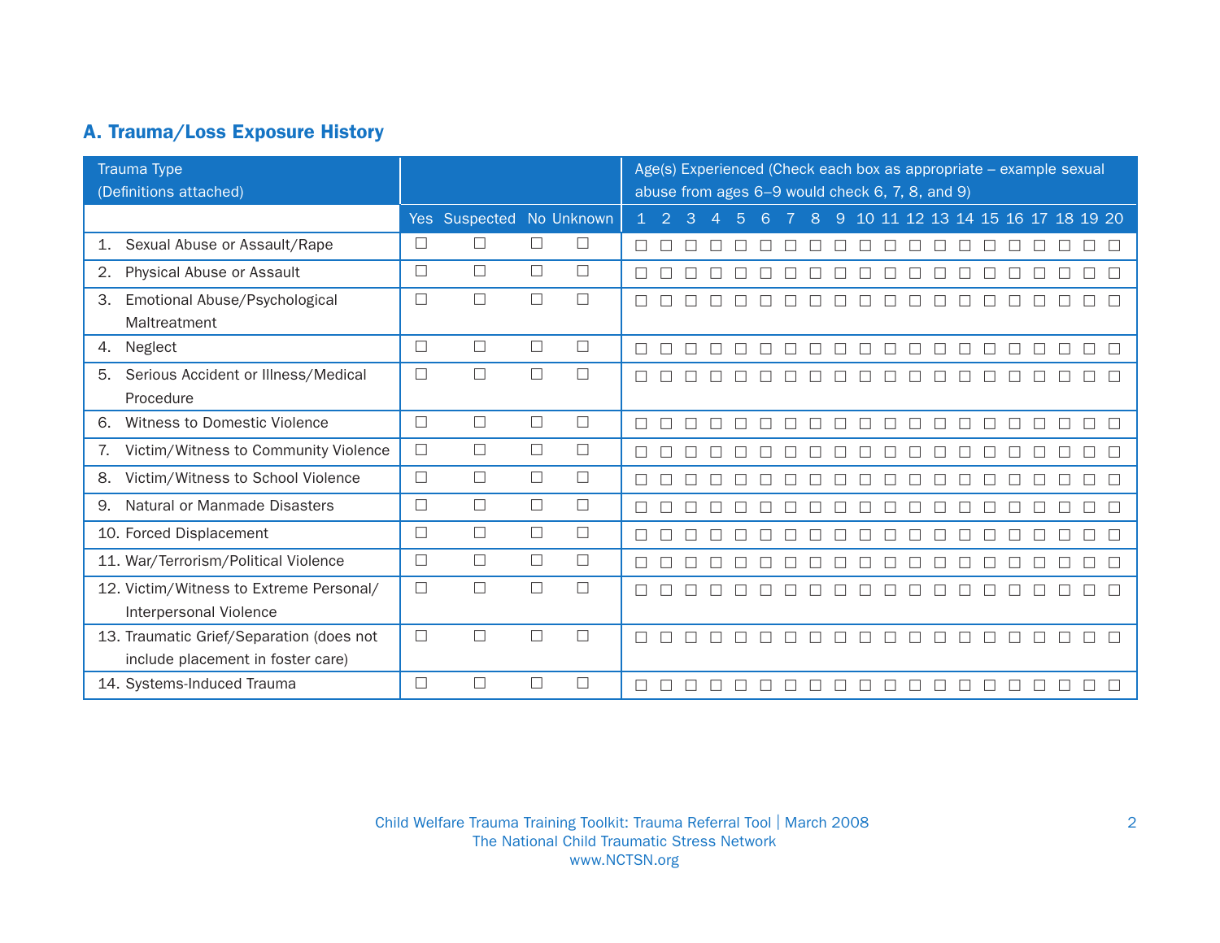## A. Trauma/Loss Exposure History

| Trauma Type (Definitions attached) | | | | | Age(s) Experienced (Check each box as appropriate – example sexual abuse from ages 6–9 would check 6, 7, 8, and 9) | | | | | | | | | | | | | | | | | | | |
|---|---|---|---|---|---|---|---|---|---|---|---|---|---|---|---|---|---|---|---|---|---|---|---|---|
| | Yes | Suspected | No | Unknown | 1 | 2 | 3 | 4 | 5 | 6 | 7 | 8 | 9 | 10 | 11 | 12 | 13 | 14 | 15 | 16 | 17 | 18 | 19 | 20 |
| 1. Sexual Abuse or Assault/Rape | ☐ | ☐ | ☐ | ☐ | ☐ | ☐ | ☐ | ☐ | ☐ | ☐ | ☐ | ☐ | ☐ | ☐ | ☐ | ☐ | ☐ | ☐ | ☐ | ☐ | ☐ | ☐ | ☐ | ☐ |
| 2. Physical Abuse or Assault | ☐ | ☐ | ☐ | ☐ | ☐ | ☐ | ☐ | ☐ | ☐ | ☐ | ☐ | ☐ | ☐ | ☐ | ☐ | ☐ | ☐ | ☐ | ☐ | ☐ | ☐ | ☐ | ☐ | ☐ |
| 3. Emotional Abuse/Psychological Maltreatment | ☐ | ☐ | ☐ | ☐ | ☐ | ☐ | ☐ | ☐ | ☐ | ☐ | ☐ | ☐ | ☐ | ☐ | ☐ | ☐ | ☐ | ☐ | ☐ | ☐ | ☐ | ☐ | ☐ | ☐ |
| 4. Neglect | ☐ | ☐ | ☐ | ☐ | ☐ | ☐ | ☐ | ☐ | ☐ | ☐ | ☐ | ☐ | ☐ | ☐ | ☐ | ☐ | ☐ | ☐ | ☐ | ☐ | ☐ | ☐ | ☐ | ☐ |
| 5. Serious Accident or Illness/Medical Procedure | ☐ | ☐ | ☐ | ☐ | ☐ | ☐ | ☐ | ☐ | ☐ | ☐ | ☐ | ☐ | ☐ | ☐ | ☐ | ☐ | ☐ | ☐ | ☐ | ☐ | ☐ | ☐ | ☐ | ☐ |
| 6. Witness to Domestic Violence | ☐ | ☐ | ☐ | ☐ | ☐ | ☐ | ☐ | ☐ | ☐ | ☐ | ☐ | ☐ | ☐ | ☐ | ☐ | ☐ | ☐ | ☐ | ☐ | ☐ | ☐ | ☐ | ☐ | ☐ |
| 7. Victim/Witness to Community Violence | ☐ | ☐ | ☐ | ☐ | ☐ | ☐ | ☐ | ☐ | ☐ | ☐ | ☐ | ☐ | ☐ | ☐ | ☐ | ☐ | ☐ | ☐ | ☐ | ☐ | ☐ | ☐ | ☐ | ☐ |
| 8. Victim/Witness to School Violence | ☐ | ☐ | ☐ | ☐ | ☐ | ☐ | ☐ | ☐ | ☐ | ☐ | ☐ | ☐ | ☐ | ☐ | ☐ | ☐ | ☐ | ☐ | ☐ | ☐ | ☐ | ☐ | ☐ | ☐ |
| 9. Natural or Manmade Disasters | ☐ | ☐ | ☐ | ☐ | ☐ | ☐ | ☐ | ☐ | ☐ | ☐ | ☐ | ☐ | ☐ | ☐ | ☐ | ☐ | ☐ | ☐ | ☐ | ☐ | ☐ | ☐ | ☐ | ☐ |
| 10. Forced Displacement | ☐ | ☐ | ☐ | ☐ | ☐ | ☐ | ☐ | ☐ | ☐ | ☐ | ☐ | ☐ | ☐ | ☐ | ☐ | ☐ | ☐ | ☐ | ☐ | ☐ | ☐ | ☐ | ☐ | ☐ |
| 11. War/Terrorism/Political Violence | ☐ | ☐ | ☐ | ☐ | ☐ | ☐ | ☐ | ☐ | ☐ | ☐ | ☐ | ☐ | ☐ | ☐ | ☐ | ☐ | ☐ | ☐ | ☐ | ☐ | ☐ | ☐ | ☐ | ☐ |
| 12. Victim/Witness to Extreme Personal/ Interpersonal Violence | ☐ | ☐ | ☐ | ☐ | ☐ | ☐ | ☐ | ☐ | ☐ | ☐ | ☐ | ☐ | ☐ | ☐ | ☐ | ☐ | ☐ | ☐ | ☐ | ☐ | ☐ | ☐ | ☐ | ☐ |
| 13. Traumatic Grief/Separation (does not include placement in foster care) | ☐ | ☐ | ☐ | ☐ | ☐ | ☐ | ☐ | ☐ | ☐ | ☐ | ☐ | ☐ | ☐ | ☐ | ☐ | ☐ | ☐ | ☐ | ☐ | ☐ | ☐ | ☐ | ☐ | ☐ |
| 14. Systems-Induced Trauma | ☐ | ☐ | ☐ | ☐ | ☐ | ☐ | ☐ | ☐ | ☐ | ☐ | ☐ | ☐ | ☐ | ☐ | ☐ | ☐ | ☐ | ☐ | ☐ | ☐ | ☐ | ☐ | ☐ | ☐ |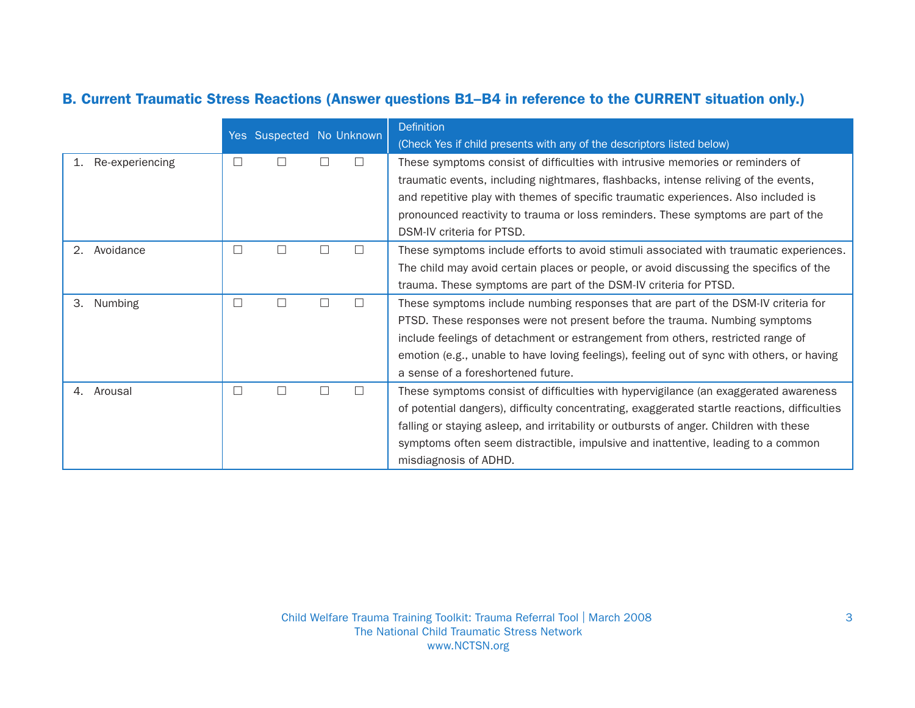## B. Current Traumatic Stress Reactions (Answer questions B1–B4 in reference to the CURRENT situation only.)

| | Yes | Suspected | No | Unknown | Definition<br>(Check Yes if child presents with any of the descriptors listed below) |
|---|---|---|---|---|---|
| 1. Re-experiencing | ☐ | ☐ | ☐ | ☐ | These symptoms consist of difficulties with intrusive memories or reminders of traumatic events, including nightmares, flashbacks, intense reliving of the events, and repetitive play with themes of specific traumatic experiences. Also included is pronounced reactivity to trauma or loss reminders. These symptoms are part of the DSM-IV criteria for PTSD. |
| 2. Avoidance | ☐ | ☐ | ☐ | ☐ | These symptoms include efforts to avoid stimuli associated with traumatic experiences. The child may avoid certain places or people, or avoid discussing the specifics of the trauma. These symptoms are part of the DSM-IV criteria for PTSD. |
| 3. Numbing | ☐ | ☐ | ☐ | ☐ | These symptoms include numbing responses that are part of the DSM-IV criteria for PTSD. These responses were not present before the trauma. Numbing symptoms include feelings of detachment or estrangement from others, restricted range of emotion (e.g., unable to have loving feelings), feeling out of sync with others, or having a sense of a foreshortened future. |
| 4. Arousal | ☐ | ☐ | ☐ | ☐ | These symptoms consist of difficulties with hypervigilance (an exaggerated awareness of potential dangers), difficulty concentrating, exaggerated startle reactions, difficulties falling or staying asleep, and irritability or outbursts of anger. Children with these symptoms often seem distractible, impulsive and inattentive, leading to a common misdiagnosis of ADHD. |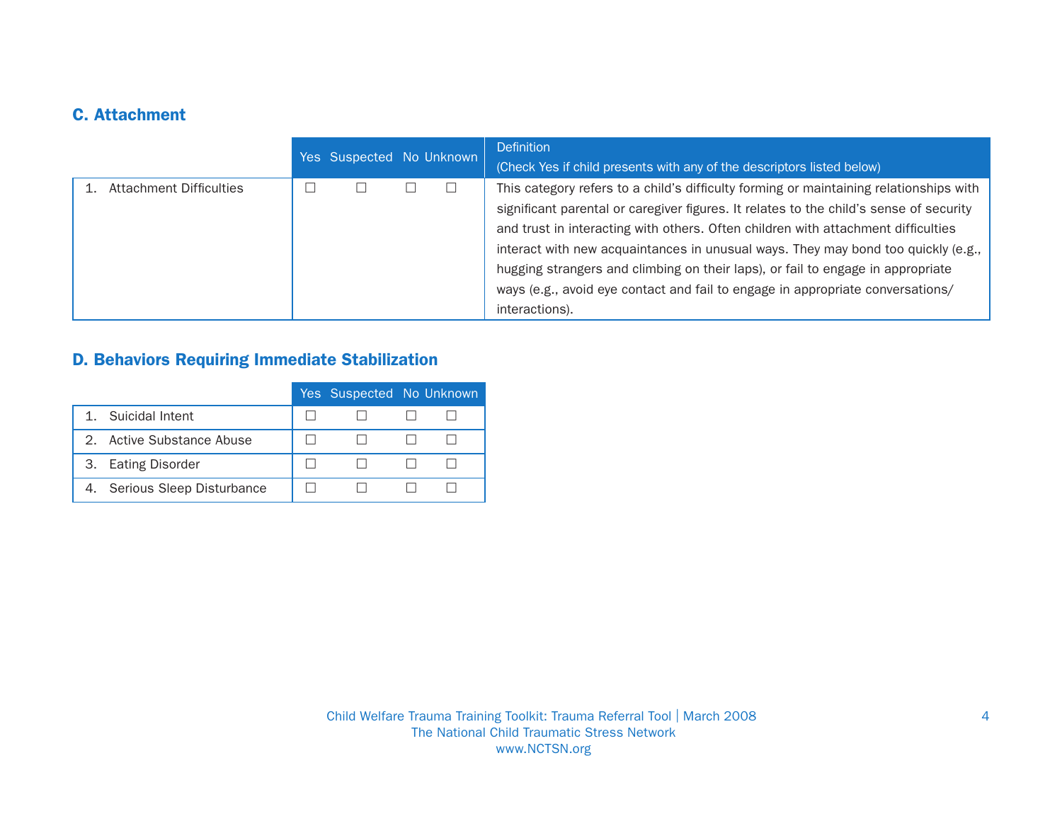## C. Attachment

| | Yes | Suspected | No | Unknown | Definition (Check Yes if child presents with any of the descriptors listed below) |
|---|---|---|---|---|---|
| 1. Attachment Difficulties | ☐ | ☐ | ☐ | ☐ | This category refers to a child's difficulty forming or maintaining relationships with significant parental or caregiver figures. It relates to the child's sense of security and trust in interacting with others. Often children with attachment difficulties interact with new acquaintances in unusual ways. They may bond too quickly (e.g., hugging strangers and climbing on their laps), or fail to engage in appropriate ways (e.g., avoid eye contact and fail to engage in appropriate conversations/ interactions). |

## D. Behaviors Requiring Immediate Stabilization

| | Yes | Suspected | No | Unknown |
|---|---|---|---|---|
| 1. Suicidal Intent | ☐ | ☐ | ☐ | ☐ |
| 2. Active Substance Abuse | ☐ | ☐ | ☐ | ☐ |
| 3. Eating Disorder | ☐ | ☐ | ☐ | ☐ |
| 4. Serious Sleep Disturbance | ☐ | ☐ | ☐ | ☐ |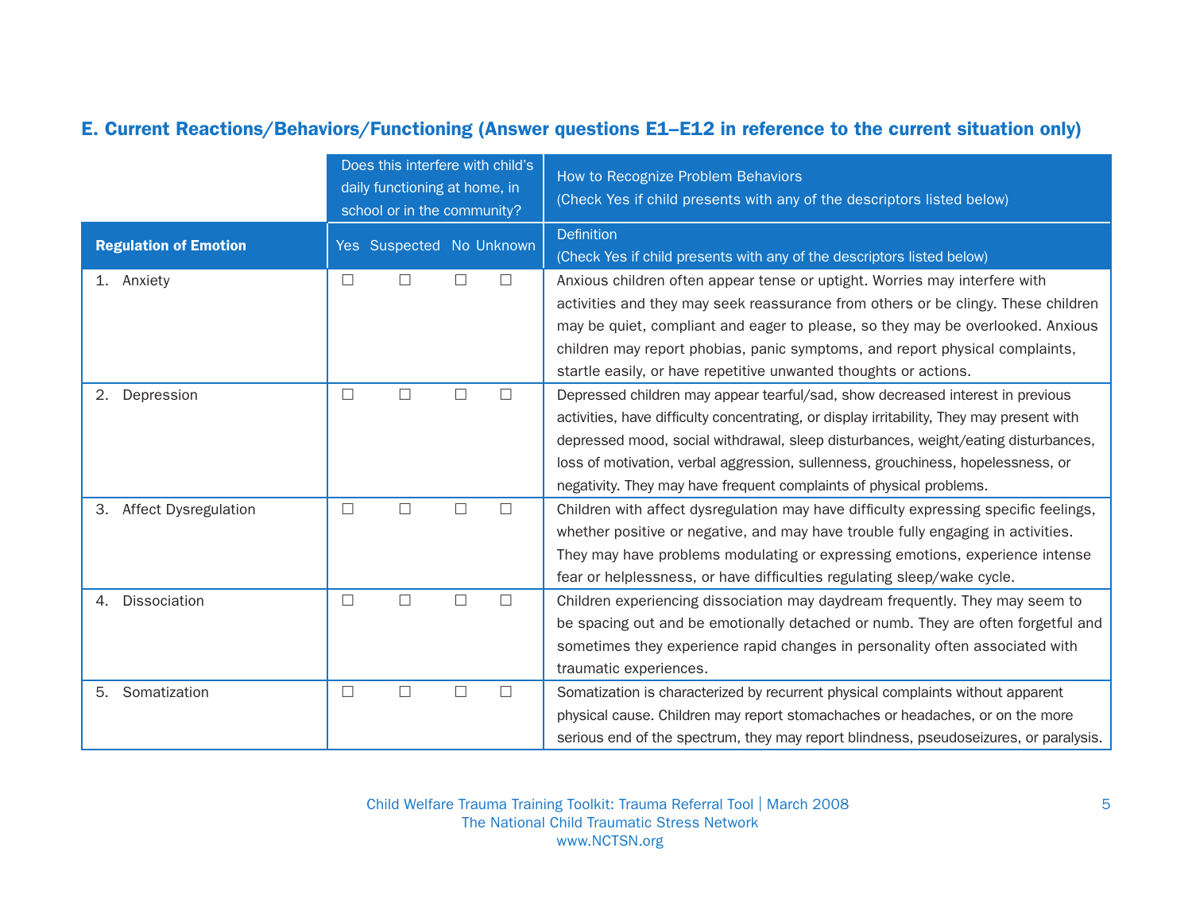## E. Current Reactions/Behaviors/Functioning (Answer questions E1–E12 in reference to the current situation only)

| | Does this interfere with child's daily functioning at home, in school or in the community? | | | | How to Recognize Problem Behaviors (Check Yes if child presents with any of the descriptors listed below) |
|---|---|---|---|---|---|
| **Regulation of Emotion** | Yes | Suspected | No | Unknown | Definition (Check Yes if child presents with any of the descriptors listed below) |
| 1. Anxiety | ☐ | ☐ | ☐ | ☐ | Anxious children often appear tense or uptight. Worries may interfere with activities and they may seek reassurance from others or be clingy. These children may be quiet, compliant and eager to please, so they may be overlooked. Anxious children may report phobias, panic symptoms, and report physical complaints, startle easily, or have repetitive unwanted thoughts or actions. |
| 2. Depression | ☐ | ☐ | ☐ | ☐ | Depressed children may appear tearful/sad, show decreased interest in previous activities, have difficulty concentrating, or display irritability, They may present with depressed mood, social withdrawal, sleep disturbances, weight/eating disturbances, loss of motivation, verbal aggression, sullenness, grouchiness, hopelessness, or negativity. They may have frequent complaints of physical problems. |
| 3. Affect Dysregulation | ☐ | ☐ | ☐ | ☐ | Children with affect dysregulation may have difficulty expressing specific feelings, whether positive or negative, and may have trouble fully engaging in activities. They may have problems modulating or expressing emotions, experience intense fear or helplessness, or have difficulties regulating sleep/wake cycle. |
| 4. Dissociation | ☐ | ☐ | ☐ | ☐ | Children experiencing dissociation may daydream frequently. They may seem to be spacing out and be emotionally detached or numb. They are often forgetful and sometimes they experience rapid changes in personality often associated with traumatic experiences. |
| 5. Somatization | ☐ | ☐ | ☐ | ☐ | Somatization is characterized by recurrent physical complaints without apparent physical cause. Children may report stomachaches or headaches, or on the more serious end of the spectrum, they may report blindness, pseudoseizures, or paralysis. |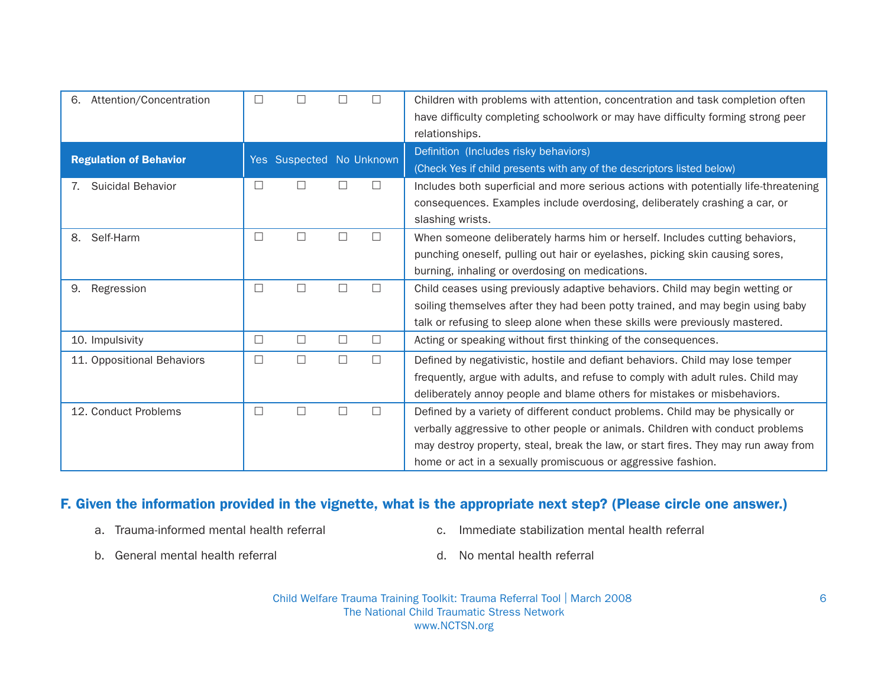| 6. Attention/Concentration | ☐ | ☐ | ☐ | ☐ | Children with problems with attention, concentration and task completion often have difficulty completing schoolwork or may have difficulty forming strong peer relationships. |
|---|---|---|---|---|---|
| **Regulation of Behavior** | **Yes** | **Suspected** | **No** | **Unknown** | **Definition (Includes risky behaviors)** (Check Yes if child presents with any of the descriptors listed below) |
| 7. Suicidal Behavior | ☐ | ☐ | ☐ | ☐ | Includes both superficial and more serious actions with potentially life-threatening consequences. Examples include overdosing, deliberately crashing a car, or slashing wrists. |
| 8. Self-Harm | ☐ | ☐ | ☐ | ☐ | When someone deliberately harms him or herself. Includes cutting behaviors, punching oneself, pulling out hair or eyelashes, picking skin causing sores, burning, inhaling or overdosing on medications. |
| 9. Regression | ☐ | ☐ | ☐ | ☐ | Child ceases using previously adaptive behaviors. Child may begin wetting or soiling themselves after they had been potty trained, and may begin using baby talk or refusing to sleep alone when these skills were previously mastered. |
| 10. Impulsivity | ☐ | ☐ | ☐ | ☐ | Acting or speaking without first thinking of the consequences. |
| 11. Oppositional Behaviors | ☐ | ☐ | ☐ | ☐ | Defined by negativistic, hostile and defiant behaviors. Child may lose temper frequently, argue with adults, and refuse to comply with adult rules. Child may deliberately annoy people and blame others for mistakes or misbehaviors. |
| 12. Conduct Problems | ☐ | ☐ | ☐ | ☐ | Defined by a variety of different conduct problems. Child may be physically or verbally aggressive to other people or animals. Children with conduct problems may destroy property, steal, break the law, or start fires. They may run away from home or act in a sexually promiscuous or aggressive fashion. |

## F. Given the information provided in the vignette, what is the appropriate next step? (Please circle one answer.)

a. Trauma-informed mental health referral

b. General mental health referral

c. Immediate stabilization mental health referral

d. No mental health referral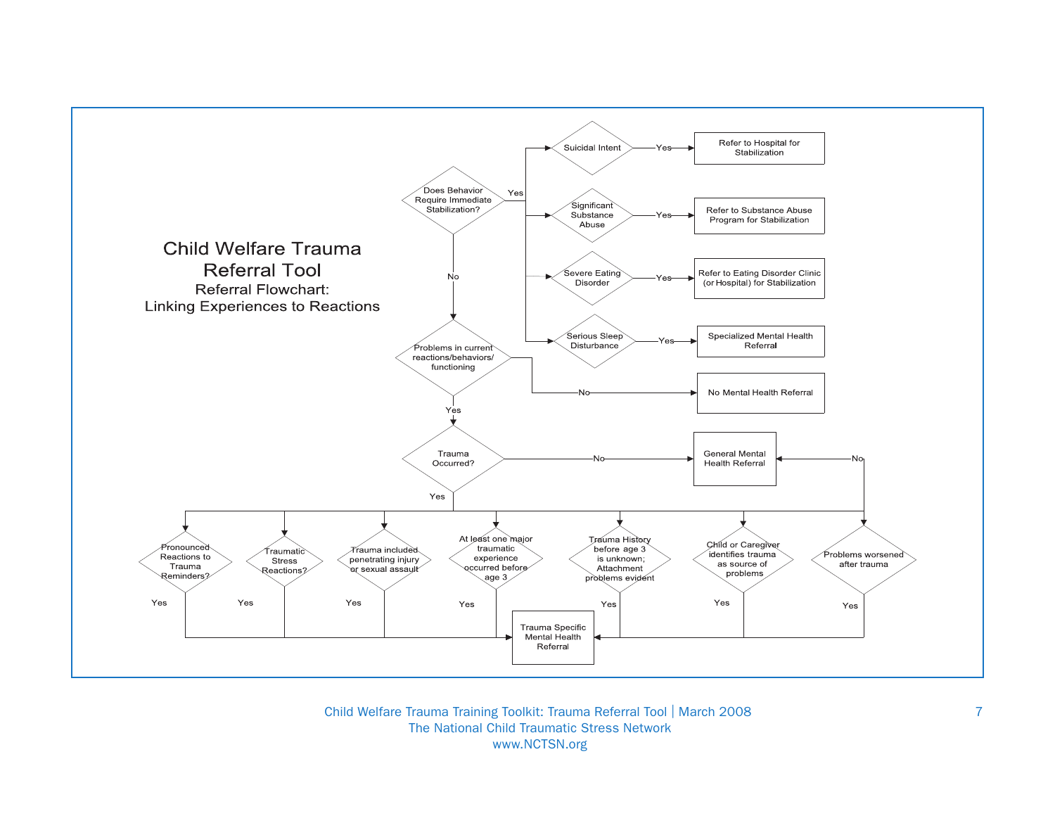# Child Welfare Trauma Referral Tool

## Referral Flowchart:

## Linking Experiences to Reactions

Does Behavior Require Immediate Stabilization?

Yes

Suicidal Intent — Yes → Refer to Hospital for Stabilization

Significant Substance Abuse — Yes → Refer to Substance Abuse Program for Stabilization

Severe Eating Disorder — Yes → Refer to Eating Disorder Clinic (or Hospital) for Stabilization

Serious Sleep Disturbance — Yes → Specialized Mental Health Referral

No

Problems in current reactions/behaviors/ functioning

No → No Mental Health Referral

Yes

Trauma Occurred?

No → General Mental Health Referral

Yes

Pronounced Reactions to Trauma Reminders?

Yes

Traumatic Stress Reactions?

Yes

Trauma included penetrating injury or sexual assault

Yes

At least one major traumatic experience occurred before age 3

Yes

Trauma History before age 3 is unknown; Attachment problems evident

Yes

Child or Caregiver identifies trauma as source of problems

Yes

Problems worsened after trauma

Yes

No → General Mental Health Referral

Trauma Specific Mental Health Referral